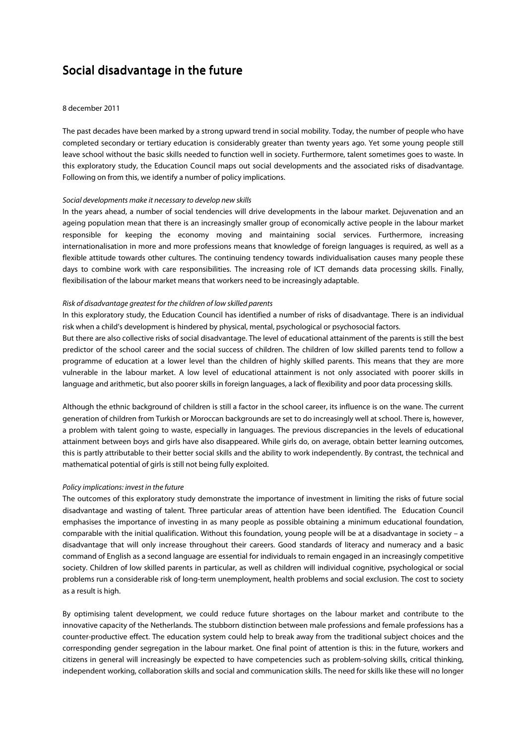# Social disadvantage in the future

8 december 2011

The past decades have been marked by a strong upward trend in social mobility. Today, the number of people who have completed secondary or tertiary education is considerably greater than twenty years ago. Yet some young people still leave school without the basic skills needed to function well in society. Furthermore, talent sometimes goes to waste. In this exploratory study, the Education Council maps out social developments and the associated risks of disadvantage. Following on from this, we identify a number of policy implications.

*Social developments make it necessary to develop new skills*

In the years ahead, a number of social tendencies will drive developments in the labour market. Dejuvenation and an ageing population mean that there is an increasingly smaller group of economically active people in the labour market responsible for keeping the economy moving and maintaining social services. Furthermore, increasing internationalisation in more and more professions means that knowledge of foreign languages is required, as well as a flexible attitude towards other cultures. The continuing tendency towards individualisation causes many people these days to combine work with care responsibilities. The increasing role of ICT demands data processing skills. Finally, flexibilisation of the labour market means that workers need to be increasingly adaptable.

*Risk of disadvantage greatest for the children of low skilled parents*

In this exploratory study, the Education Council has identified a number of risks of disadvantage. There is an individual risk when a child's development is hindered by physical, mental, psychological or psychosocial factors.

But there are also collective risks of social disadvantage. The level of educational attainment of the parents is still the best predictor of the school career and the social success of children. The children of low skilled parents tend to follow a programme of education at a lower level than the children of highly skilled parents. This means that they are more vulnerable in the labour market. A low level of educational attainment is not only associated with poorer skills in language and arithmetic, but also poorer skills in foreign languages, a lack of flexibility and poor data processing skills.

Although the ethnic background of children is still a factor in the school career, its influence is on the wane. The current generation of children from Turkish or Moroccan backgrounds are set to do increasingly well at school. There is, however, a problem with talent going to waste, especially in languages. The previous discrepancies in the levels of educational attainment between boys and girls have also disappeared. While girls do, on average, obtain better learning outcomes, this is partly attributable to their better social skills and the ability to work independently. By contrast, the technical and mathematical potential of girls is still not being fully exploited.

*Policy implications: invest in the future*

The outcomes of this exploratory study demonstrate the importance of investment in limiting the risks of future social disadvantage and wasting of talent. Three particular areas of attention have been identified. The Education Council emphasises the importance of investing in as many people as possible obtaining a minimum educational foundation, comparable with the initial qualification. Without this foundation, young people will be at a disadvantage in society – a disadvantage that will only increase throughout their careers. Good standards of literacy and numeracy and a basic command of English as a second language are essential for individuals to remain engaged in an increasingly competitive society. Children of low skilled parents in particular, as well as children will individual cognitive, psychological or social problems run a considerable risk of long-term unemployment, health problems and social exclusion. The cost to society as a result is high.

By optimising talent development, we could reduce future shortages on the labour market and contribute to the innovative capacity of the Netherlands. The stubborn distinction between male professions and female professions has a counter-productive effect. The education system could help to break away from the traditional subject choices and the corresponding gender segregation in the labour market. One final point of attention is this: in the future, workers and citizens in general will increasingly be expected to have competencies such as problem-solving skills, critical thinking, independent working, collaboration skills and social and communication skills. The need for skills like these will no longer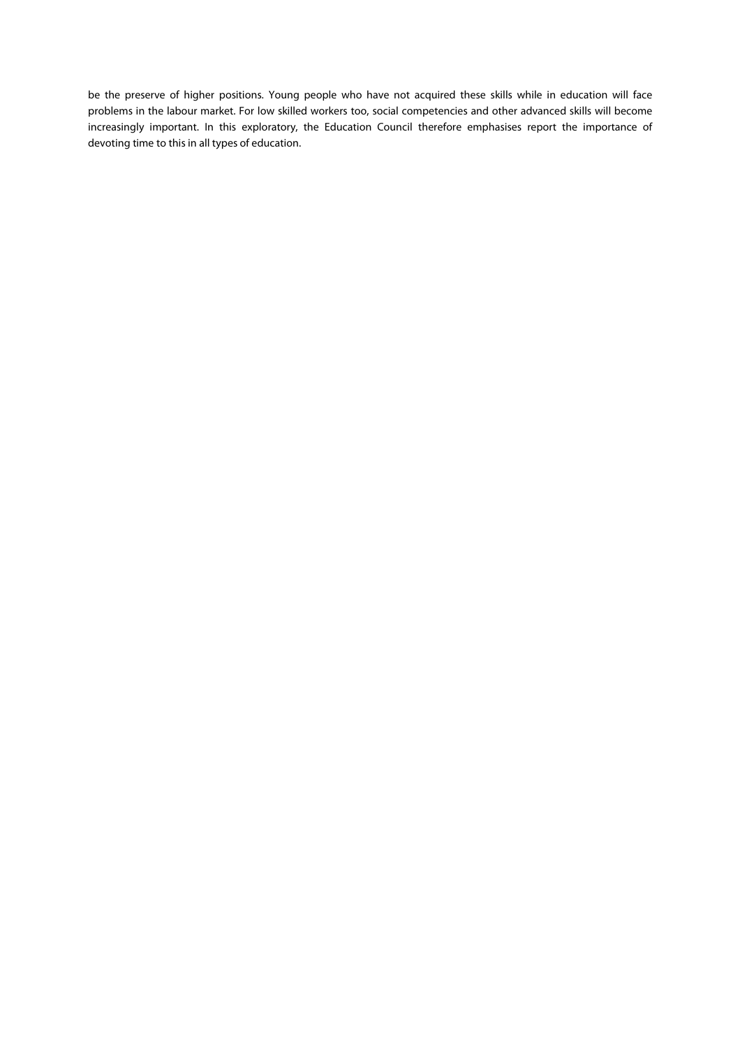be the preserve of higher positions. Young people who have not acquired these skills while in education will face problems in the labour market. For low skilled workers too, social competencies and other advanced skills will become increasingly important. In this exploratory, the Education Council therefore emphasises report the importance of devoting time to this in all types of education.